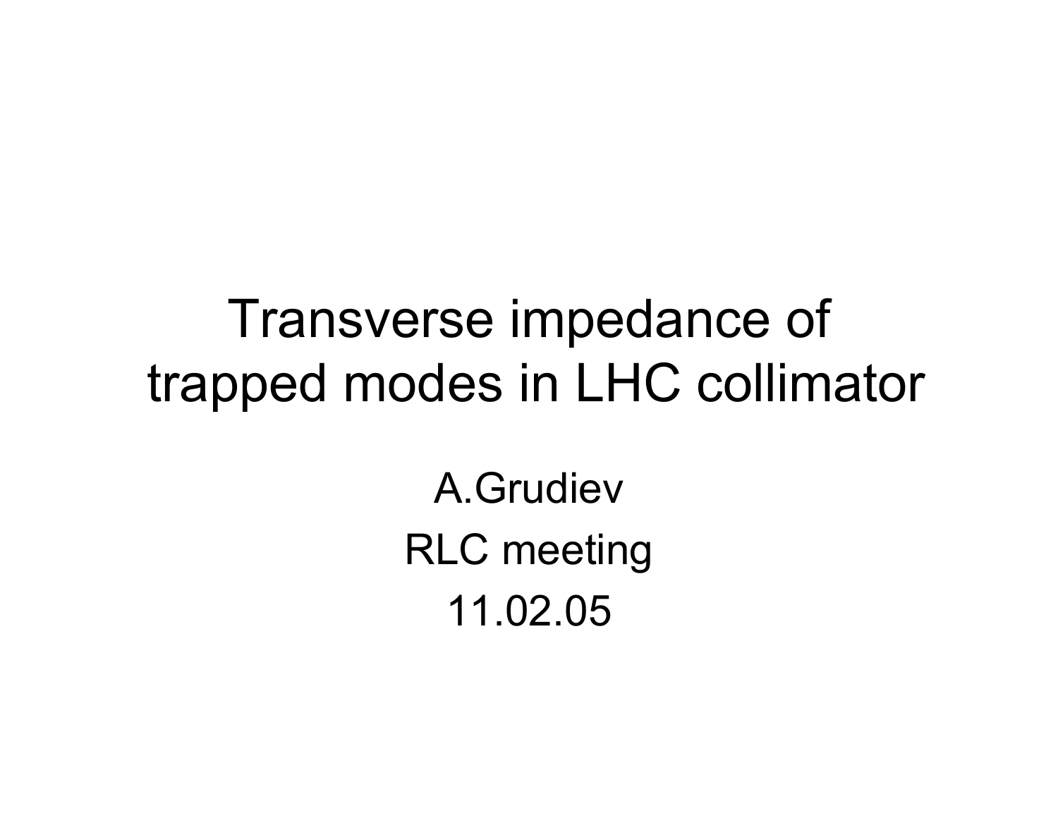# Transverse impedance of trapped modes in LHC collimator

A.Grudiev

RLC meeting

11.02.05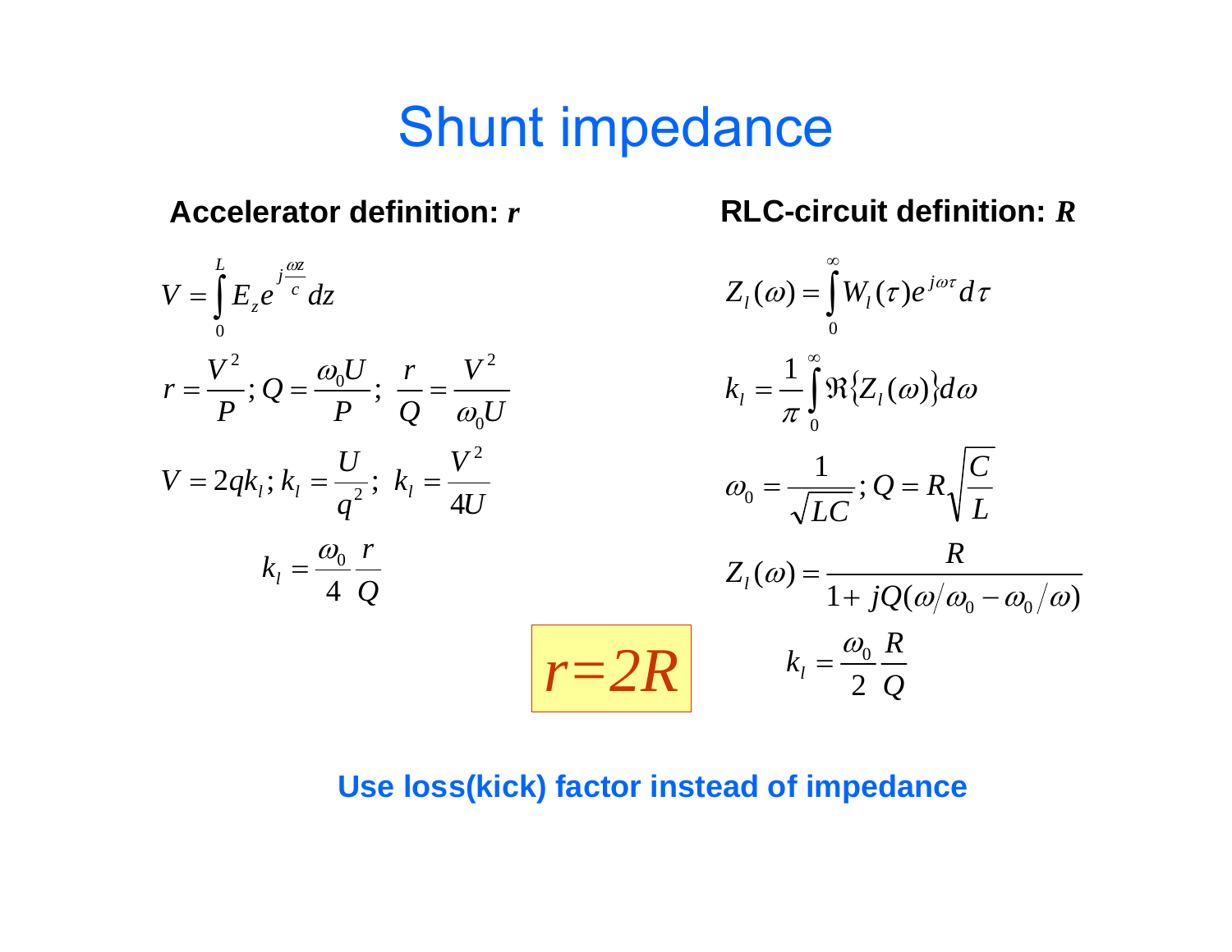# Shunt impedance

**Accelerator definition: *r***

$$V = \int_0^L E_z e^{j\frac{\omega z}{c}} dz$$

$$r = \frac{V^2}{P}; Q = \frac{\omega_0 U}{P}; \ \frac{r}{Q} = \frac{V^2}{\omega_0 U}$$

$$V = 2qk_l; k_l = \frac{U}{q^2}; \ k_l = \frac{V^2}{4U}$$

$$k_l = \frac{\omega_0}{4} \frac{r}{Q}$$

**RLC-circuit definition: *R***

$$Z_l(\omega) = \int_0^\infty W_l(\tau) e^{j\omega\tau} d\tau$$

$$k_l = \frac{1}{\pi} \int_0^\infty \Re\{Z_l(\omega)\} d\omega$$

$$\omega_0 = \frac{1}{\sqrt{LC}}; Q = R\sqrt{\frac{C}{L}}$$

$$Z_l(\omega) = \frac{R}{1 + jQ(\omega/\omega_0 - \omega_0/\omega)}$$

$$k_l = \frac{\omega_0}{2} \frac{R}{Q}$$

$$r = 2R$$

**Use loss(kick) factor instead of impedance**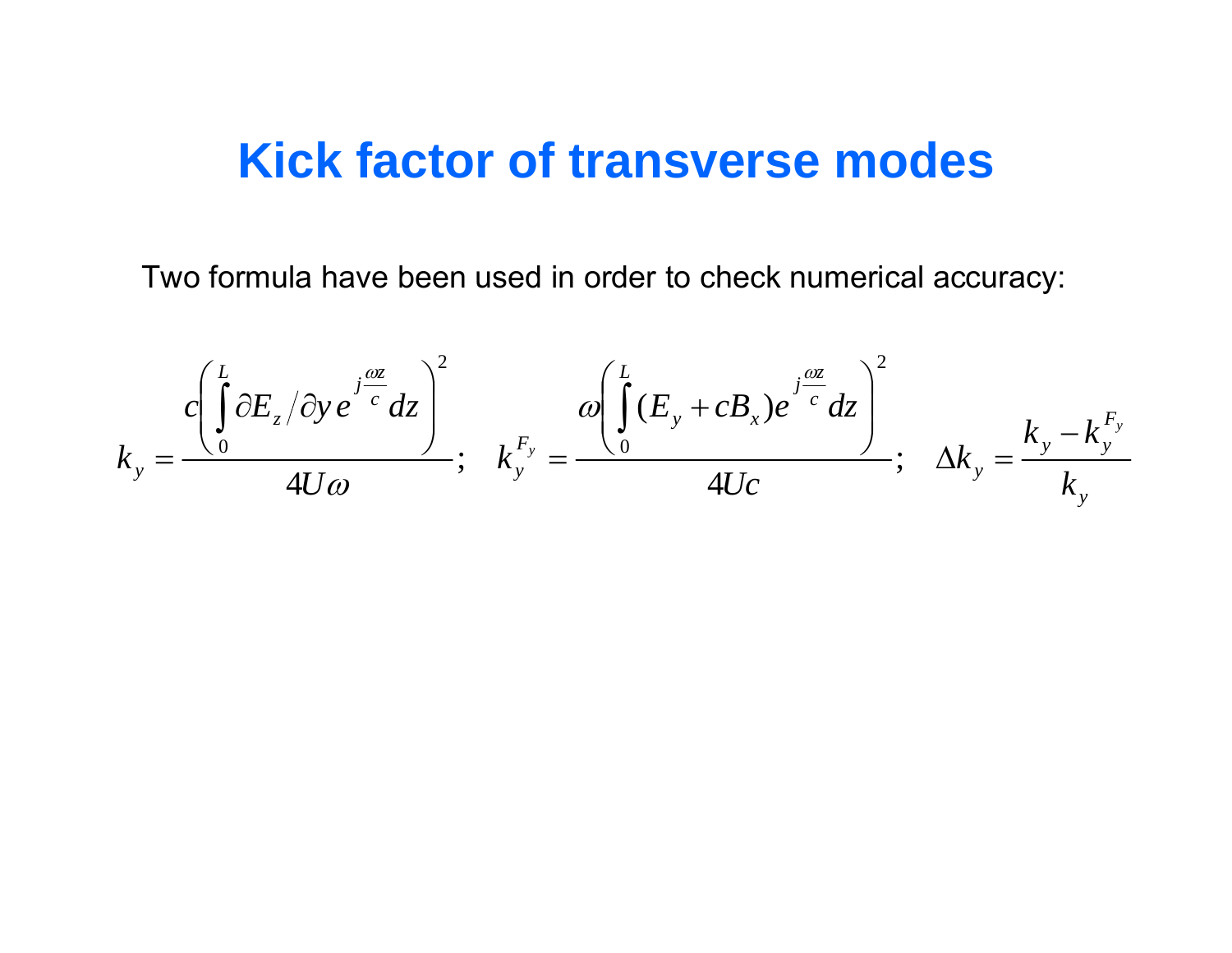# Kick factor of transverse modes

Two formula have been used in order to check numerical accuracy:

$$k_y = \frac{c\left(\int_0^L \partial E_z / \partial y \, e^{j\frac{\omega z}{c}} dz\right)^2}{4U\omega}; \quad k_y^{F_y} = \frac{\omega\left(\int_0^L (E_y + cB_x) e^{j\frac{\omega z}{c}} dz\right)^2}{4Uc}; \quad \Delta k_y = \frac{k_y - k_y^{F_y}}{k_y}$$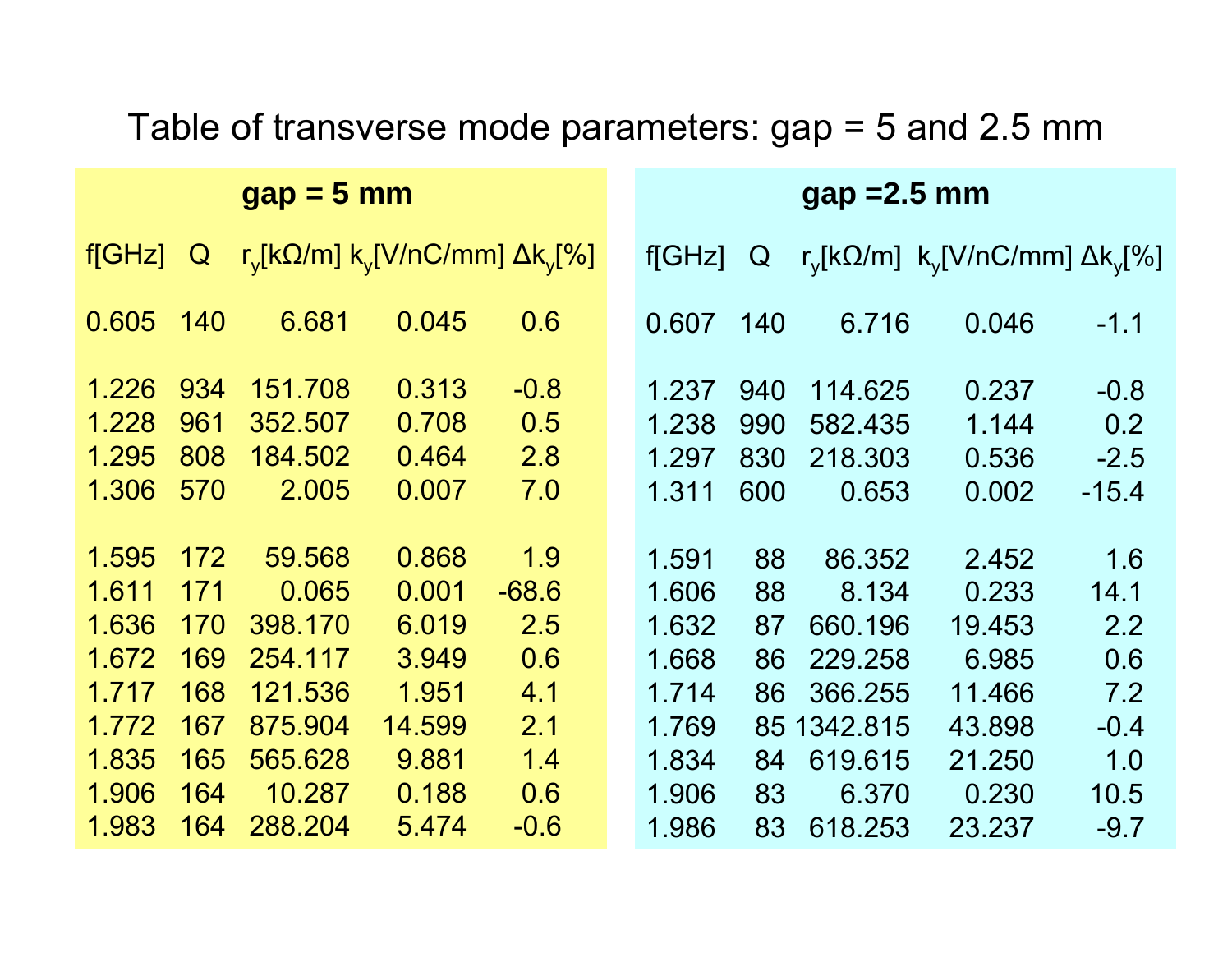# Table of transverse mode parameters: gap = 5 and 2.5 mm

**gap = 5 mm**

| f[GHz] | Q | $r_y$[kΩ/m] | $k_y$[V/nC/mm] | $\Delta k_y$[%] |
|---|---|---|---|---|
| 0.605 | 140 | 6.681 | 0.045 | 0.6 |
| 1.226 | 934 | 151.708 | 0.313 | -0.8 |
| 1.228 | 961 | 352.507 | 0.708 | 0.5 |
| 1.295 | 808 | 184.502 | 0.464 | 2.8 |
| 1.306 | 570 | 2.005 | 0.007 | 7.0 |
| 1.595 | 172 | 59.568 | 0.868 | 1.9 |
| 1.611 | 171 | 0.065 | 0.001 | -68.6 |
| 1.636 | 170 | 398.170 | 6.019 | 2.5 |
| 1.672 | 169 | 254.117 | 3.949 | 0.6 |
| 1.717 | 168 | 121.536 | 1.951 | 4.1 |
| 1.772 | 167 | 875.904 | 14.599 | 2.1 |
| 1.835 | 165 | 565.628 | 9.881 | 1.4 |
| 1.906 | 164 | 10.287 | 0.188 | 0.6 |
| 1.983 | 164 | 288.204 | 5.474 | -0.6 |

**gap =2.5 mm**

| f[GHz] | Q | $r_y$[kΩ/m] | $k_y$[V/nC/mm] | $\Delta k_y$[%] |
|---|---|---|---|---|
| 0.607 | 140 | 6.716 | 0.046 | -1.1 |
| 1.237 | 940 | 114.625 | 0.237 | -0.8 |
| 1.238 | 990 | 582.435 | 1.144 | 0.2 |
| 1.297 | 830 | 218.303 | 0.536 | -2.5 |
| 1.311 | 600 | 0.653 | 0.002 | -15.4 |
| 1.591 | 88 | 86.352 | 2.452 | 1.6 |
| 1.606 | 88 | 8.134 | 0.233 | 14.1 |
| 1.632 | 87 | 660.196 | 19.453 | 2.2 |
| 1.668 | 86 | 229.258 | 6.985 | 0.6 |
| 1.714 | 86 | 366.255 | 11.466 | 7.2 |
| 1.769 | 85 | 1342.815 | 43.898 | -0.4 |
| 1.834 | 84 | 619.615 | 21.250 | 1.0 |
| 1.906 | 83 | 6.370 | 0.230 | 10.5 |
| 1.986 | 83 | 618.253 | 23.237 | -9.7 |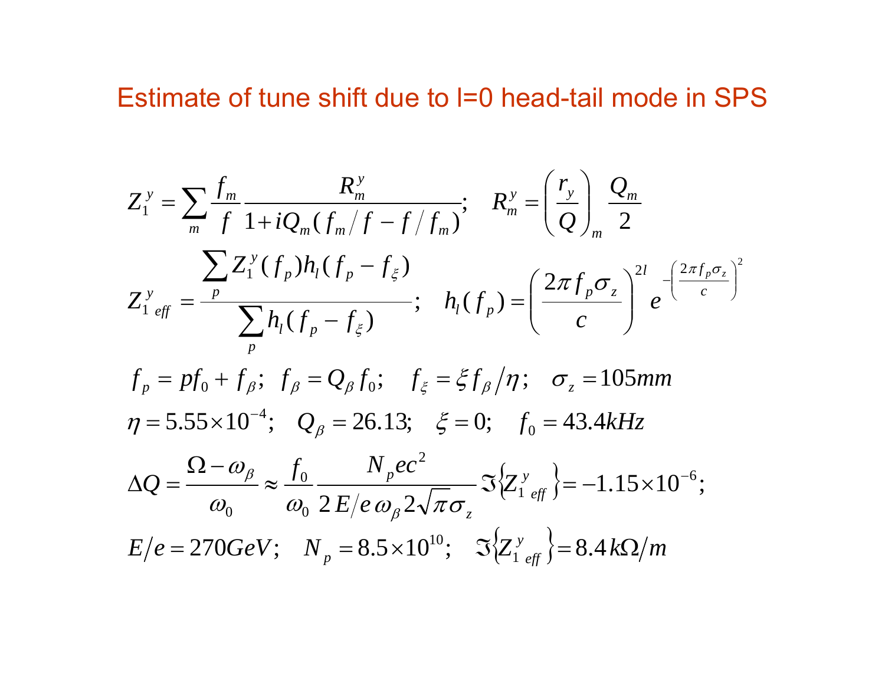# Estimate of tune shift due to l=0 head-tail mode in SPS

$$Z_1^y = \sum_m \frac{f_m}{f} \frac{R_m^y}{1 + iQ_m(f_m/f - f/f_m)}; \quad R_m^y = \left(\frac{r_y}{Q}\right)_m \frac{Q_m}{2}$$

$$Z_{1\,eff}^y = \frac{\sum_p Z_1^y(f_p) h_l(f_p - f_\xi)}{\sum_p h_l(f_p - f_\xi)}; \quad h_l(f_p) = \left(\frac{2\pi f_p \sigma_z}{c}\right)^{2l} e^{-\left(\frac{2\pi f_p \sigma_z}{c}\right)^2}$$

$$f_p = pf_0 + f_\beta; \quad f_\beta = Q_\beta f_0; \quad f_\xi = \xi f_\beta / \eta; \quad \sigma_z = 105mm$$

$$\eta = 5.55 \times 10^{-4}; \quad Q_\beta = 26.13; \quad \xi = 0; \quad f_0 = 43.4kHz$$

$$\Delta Q = \frac{\Omega - \omega_\beta}{\omega_0} \approx \frac{f_0}{\omega_0} \frac{N_p e c^2}{2\,E/e\,\omega_\beta 2\sqrt{\pi}\sigma_z} \Im\left\{Z_{1\,eff}^y\right\} = -1.15 \times 10^{-6};$$

$$E/e = 270GeV; \quad N_p = 8.5 \times 10^{10}; \quad \Im\left\{Z_{1\,eff}^y\right\} = 8.4\,k\Omega/m$$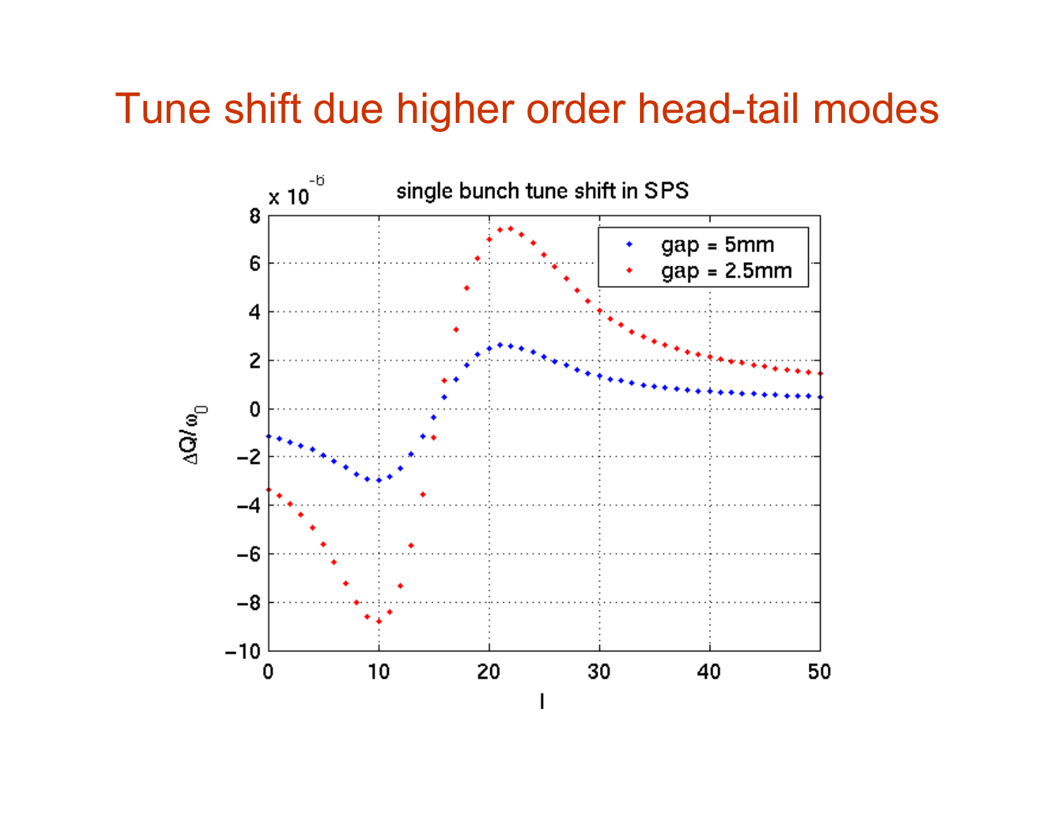# Tune shift due higher order head-tail modes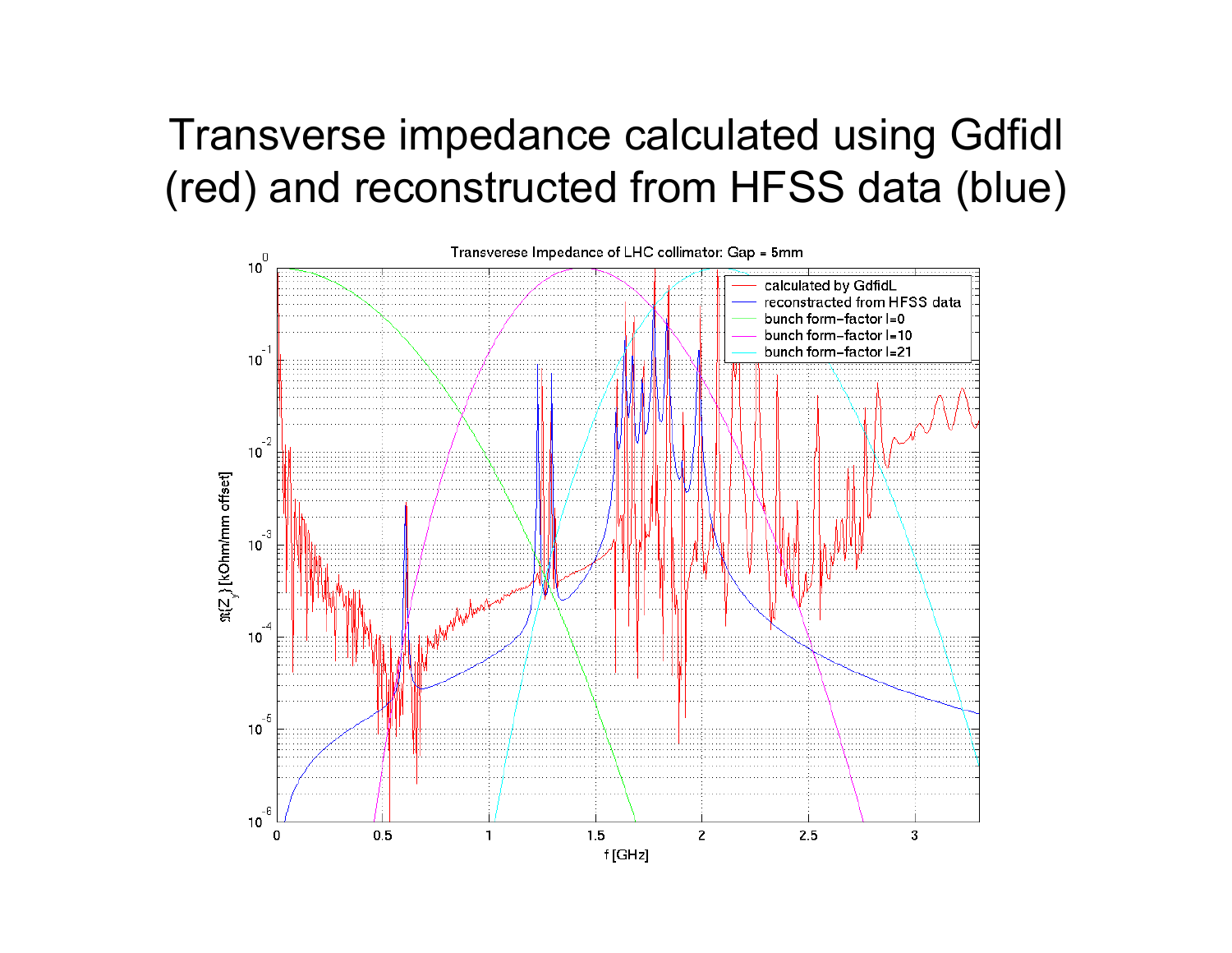# Transverse impedance calculated using Gdfidl (red) and reconstructed from HFSS data (blue)

Transverese Impedance of LHC collimator: Gap = 5mm

calculated by GdfidL
reconstructed from HFSS data
bunch form-factor l=0
bunch form-factor l=10
bunch form-factor l=21

$\Re\{Z_y\}$ [kOhm/mm offset]

$10^0$
$10^{-1}$
$10^{-2}$
$10^{-3}$
$10^{-4}$
$10^{-5}$
$10^{-6}$

0 0.5 1 1.5 2 2.5 3

f [GHz]